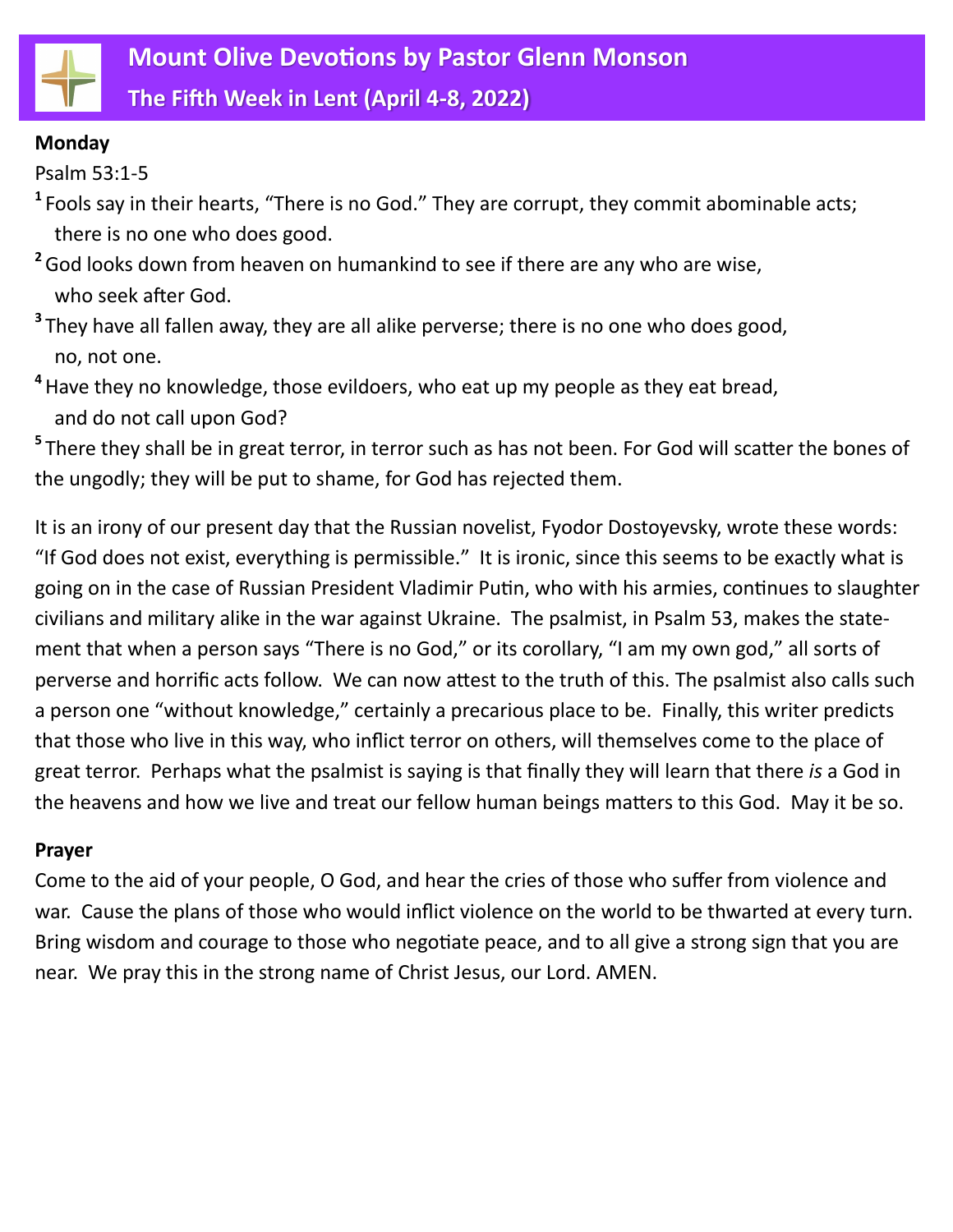# Mount Olive Devotions by Pastor Glenn Monson

## The Fifth Week in Lent (April 4-8, 2022)

**Monday**

Psalm 53:1-5

[1] Fools say in their hearts, "There is no God." They are corrupt, they commit abominable acts;
there is no one who does good.

[2] God looks down from heaven on humankind to see if there are any who are wise,
who seek after God.

[3] They have all fallen away, they are all alike perverse; there is no one who does good,
no, not one.

[4] Have they no knowledge, those evildoers, who eat up my people as they eat bread,
and do not call upon God?

[5] There they shall be in great terror, in terror such as has not been. For God will scatter the bones of the ungodly; they will be put to shame, for God has rejected them.

It is an irony of our present day that the Russian novelist, Fyodor Dostoyevsky, wrote these words: "If God does not exist, everything is permissible." It is ironic, since this seems to be exactly what is going on in the case of Russian President Vladimir Putin, who with his armies, continues to slaughter civilians and military alike in the war against Ukraine. The psalmist, in Psalm 53, makes the statement that when a person says "There is no God," or its corollary, "I am my own god," all sorts of perverse and horrific acts follow. We can now attest to the truth of this. The psalmist also calls such a person one "without knowledge," certainly a precarious place to be. Finally, this writer predicts that those who live in this way, who inflict terror on others, will themselves come to the place of great terror. Perhaps what the psalmist is saying is that finally they will learn that there *is* a God in the heavens and how we live and treat our fellow human beings matters to this God. May it be so.

**Prayer**

Come to the aid of your people, O God, and hear the cries of those who suffer from violence and war. Cause the plans of those who would inflict violence on the world to be thwarted at every turn. Bring wisdom and courage to those who negotiate peace, and to all give a strong sign that you are near. We pray this in the strong name of Christ Jesus, our Lord. AMEN.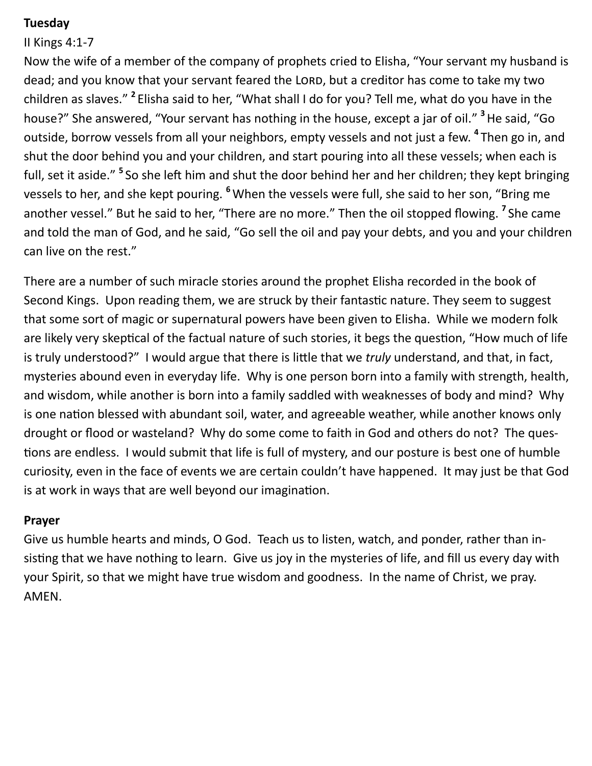**Tuesday**

II Kings 4:1-7

Now the wife of a member of the company of prophets cried to Elisha, "Your servant my husband is dead; and you know that your servant feared the LORD, but a creditor has come to take my two children as slaves." [2] Elisha said to her, "What shall I do for you? Tell me, what do you have in the house?" She answered, "Your servant has nothing in the house, except a jar of oil." [3] He said, "Go outside, borrow vessels from all your neighbors, empty vessels and not just a few. [4] Then go in, and shut the door behind you and your children, and start pouring into all these vessels; when each is full, set it aside." [5] So she left him and shut the door behind her and her children; they kept bringing vessels to her, and she kept pouring. [6] When the vessels were full, she said to her son, "Bring me another vessel." But he said to her, "There are no more." Then the oil stopped flowing. [7] She came and told the man of God, and he said, "Go sell the oil and pay your debts, and you and your children can live on the rest."

There are a number of such miracle stories around the prophet Elisha recorded in the book of Second Kings. Upon reading them, we are struck by their fantastic nature. They seem to suggest that some sort of magic or supernatural powers have been given to Elisha. While we modern folk are likely very skeptical of the factual nature of such stories, it begs the question, "How much of life is truly understood?" I would argue that there is little that we *truly* understand, and that, in fact, mysteries abound even in everyday life. Why is one person born into a family with strength, health, and wisdom, while another is born into a family saddled with weaknesses of body and mind? Why is one nation blessed with abundant soil, water, and agreeable weather, while another knows only drought or flood or wasteland? Why do some come to faith in God and others do not? The questions are endless. I would submit that life is full of mystery, and our posture is best one of humble curiosity, even in the face of events we are certain couldn't have happened. It may just be that God is at work in ways that are well beyond our imagination.

**Prayer**

Give us humble hearts and minds, O God. Teach us to listen, watch, and ponder, rather than insisting that we have nothing to learn. Give us joy in the mysteries of life, and fill us every day with your Spirit, so that we might have true wisdom and goodness. In the name of Christ, we pray. AMEN.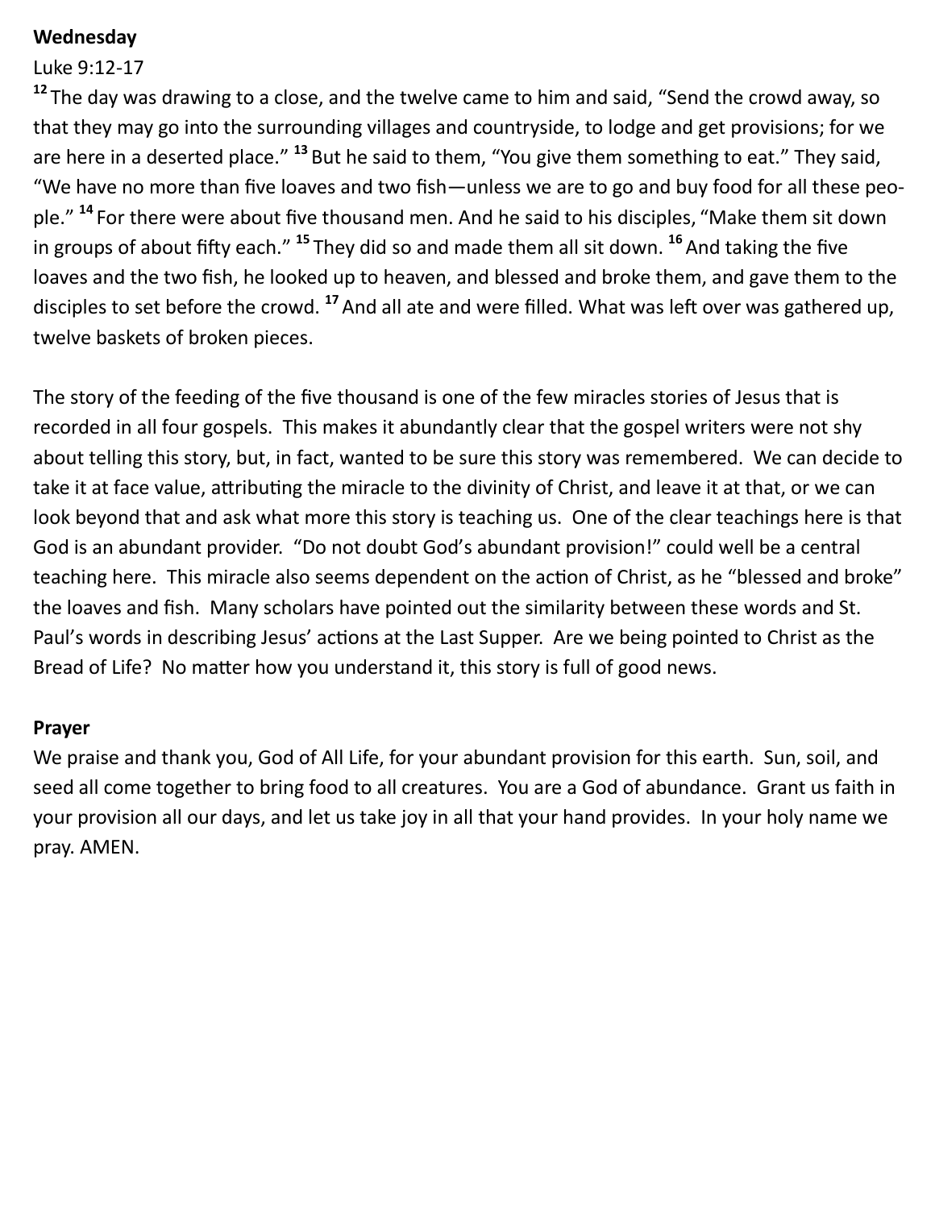**Wednesday**

Luke 9:12-17

[12] The day was drawing to a close, and the twelve came to him and said, "Send the crowd away, so that they may go into the surrounding villages and countryside, to lodge and get provisions; for we are here in a deserted place." [13] But he said to them, "You give them something to eat." They said, "We have no more than five loaves and two fish—unless we are to go and buy food for all these people." [14] For there were about five thousand men. And he said to his disciples, "Make them sit down in groups of about fifty each." [15] They did so and made them all sit down. [16] And taking the five loaves and the two fish, he looked up to heaven, and blessed and broke them, and gave them to the disciples to set before the crowd. [17] And all ate and were filled. What was left over was gathered up, twelve baskets of broken pieces.

The story of the feeding of the five thousand is one of the few miracles stories of Jesus that is recorded in all four gospels. This makes it abundantly clear that the gospel writers were not shy about telling this story, but, in fact, wanted to be sure this story was remembered. We can decide to take it at face value, attributing the miracle to the divinity of Christ, and leave it at that, or we can look beyond that and ask what more this story is teaching us. One of the clear teachings here is that God is an abundant provider. "Do not doubt God's abundant provision!" could well be a central teaching here. This miracle also seems dependent on the action of Christ, as he "blessed and broke" the loaves and fish. Many scholars have pointed out the similarity between these words and St. Paul's words in describing Jesus' actions at the Last Supper. Are we being pointed to Christ as the Bread of Life? No matter how you understand it, this story is full of good news.

**Prayer**

We praise and thank you, God of All Life, for your abundant provision for this earth. Sun, soil, and seed all come together to bring food to all creatures. You are a God of abundance. Grant us faith in your provision all our days, and let us take joy in all that your hand provides. In your holy name we pray. AMEN.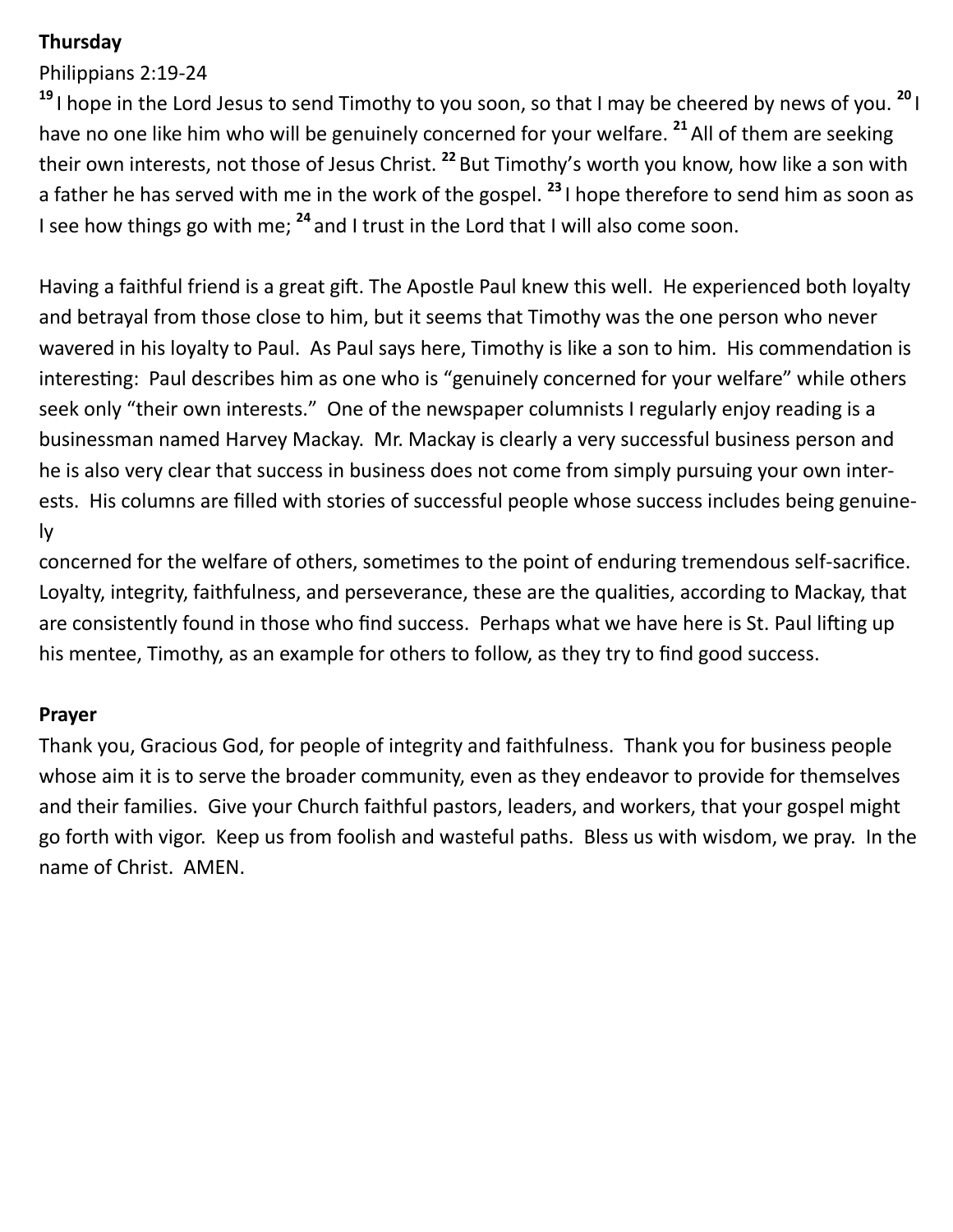**Thursday**

Philippians 2:19-24

[19] I hope in the Lord Jesus to send Timothy to you soon, so that I may be cheered by news of you. [20] I have no one like him who will be genuinely concerned for your welfare. [21] All of them are seeking their own interests, not those of Jesus Christ. [22] But Timothy's worth you know, how like a son with a father he has served with me in the work of the gospel. [23] I hope therefore to send him as soon as I see how things go with me; [24] and I trust in the Lord that I will also come soon.

Having a faithful friend is a great gift. The Apostle Paul knew this well. He experienced both loyalty and betrayal from those close to him, but it seems that Timothy was the one person who never wavered in his loyalty to Paul. As Paul says here, Timothy is like a son to him. His commendation is interesting: Paul describes him as one who is "genuinely concerned for your welfare" while others seek only "their own interests." One of the newspaper columnists I regularly enjoy reading is a businessman named Harvey Mackay. Mr. Mackay is clearly a very successful business person and he is also very clear that success in business does not come from simply pursuing your own interests. His columns are filled with stories of successful people whose success includes being genuinely concerned for the welfare of others, sometimes to the point of enduring tremendous self-sacrifice. Loyalty, integrity, faithfulness, and perseverance, these are the qualities, according to Mackay, that are consistently found in those who find success. Perhaps what we have here is St. Paul lifting up his mentee, Timothy, as an example for others to follow, as they try to find good success.

**Prayer**

Thank you, Gracious God, for people of integrity and faithfulness. Thank you for business people whose aim it is to serve the broader community, even as they endeavor to provide for themselves and their families. Give your Church faithful pastors, leaders, and workers, that your gospel might go forth with vigor. Keep us from foolish and wasteful paths. Bless us with wisdom, we pray. In the name of Christ. AMEN.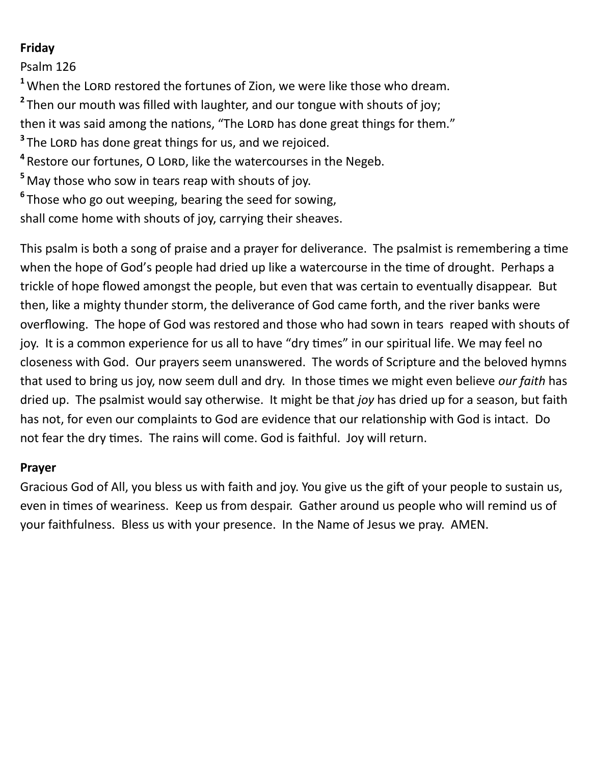**Friday**

Psalm 126

[1] When the LORD restored the fortunes of Zion, we were like those who dream.
[2] Then our mouth was filled with laughter, and our tongue with shouts of joy;
then it was said among the nations, "The LORD has done great things for them."
[3] The LORD has done great things for us, and we rejoiced.
[4] Restore our fortunes, O LORD, like the watercourses in the Negeb.
[5] May those who sow in tears reap with shouts of joy.
[6] Those who go out weeping, bearing the seed for sowing,
shall come home with shouts of joy, carrying their sheaves.

This psalm is both a song of praise and a prayer for deliverance. The psalmist is remembering a time when the hope of God's people had dried up like a watercourse in the time of drought. Perhaps a trickle of hope flowed amongst the people, but even that was certain to eventually disappear. But then, like a mighty thunder storm, the deliverance of God came forth, and the river banks were overflowing. The hope of God was restored and those who had sown in tears reaped with shouts of joy. It is a common experience for us all to have "dry times" in our spiritual life. We may feel no closeness with God. Our prayers seem unanswered. The words of Scripture and the beloved hymns that used to bring us joy, now seem dull and dry. In those times we might even believe *our faith* has dried up. The psalmist would say otherwise. It might be that *joy* has dried up for a season, but faith has not, for even our complaints to God are evidence that our relationship with God is intact. Do not fear the dry times. The rains will come. God is faithful. Joy will return.

**Prayer**

Gracious God of All, you bless us with faith and joy. You give us the gift of your people to sustain us, even in times of weariness. Keep us from despair. Gather around us people who will remind us of your faithfulness. Bless us with your presence. In the Name of Jesus we pray. AMEN.